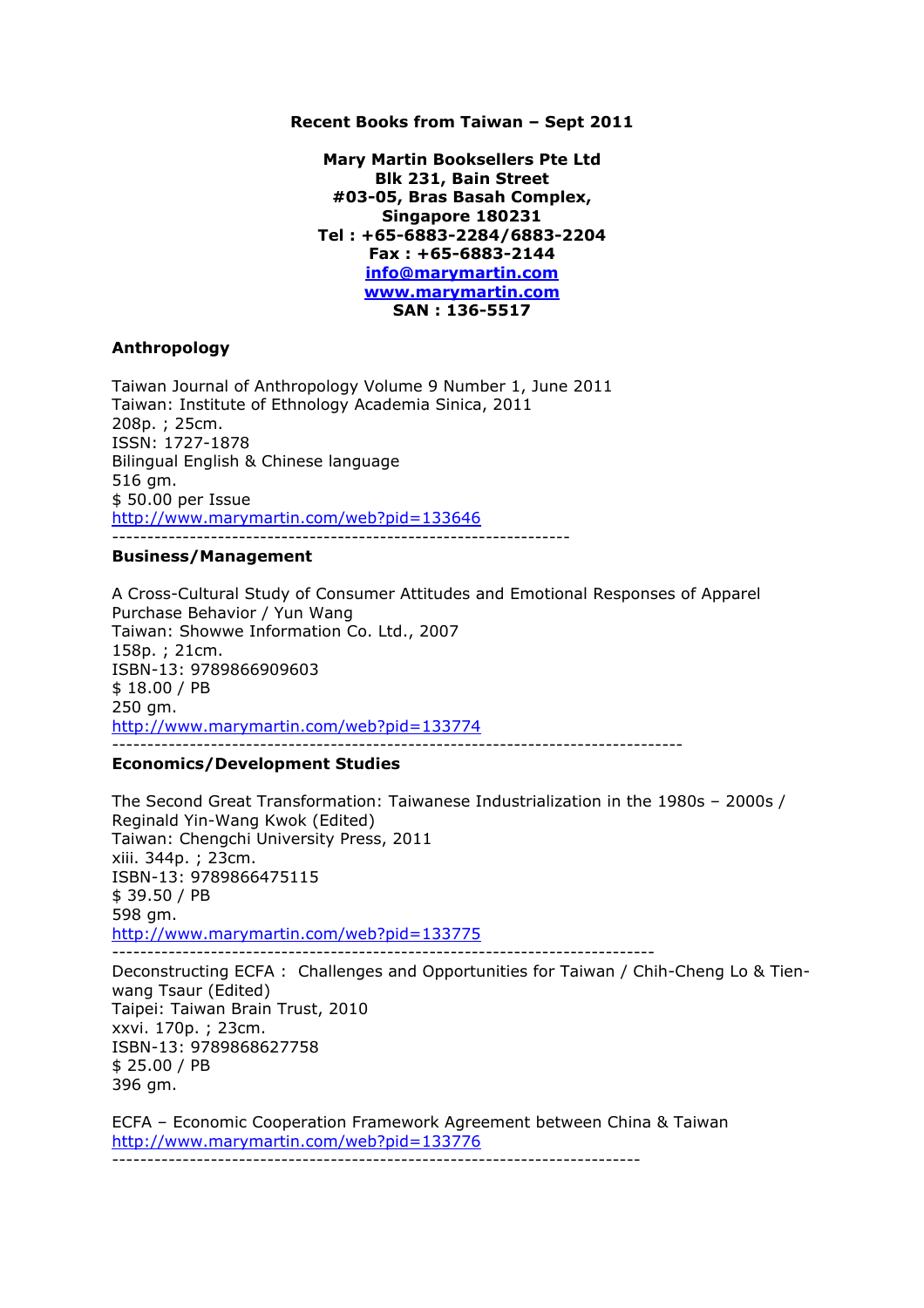**Recent Books from Taiwan – Sept 2011**

**Mary Martin Booksellers Pte Ltd**
**Blk 231, Bain Street**
**#03-05, Bras Basah Complex,**
**Singapore 180231**
**Tel : +65-6883-2284/6883-2204**
**Fax : +65-6883-2144**
**info@marymartin.com**
**www.marymartin.com**
**SAN : 136-5517**

### Anthropology

Taiwan Journal of Anthropology Volume 9 Number 1, June 2011
Taiwan: Institute of Ethnology Academia Sinica, 2011
208p. ; 25cm.
ISSN: 1727-1878
Bilingual English & Chinese language
516 gm.
$ 50.00 per Issue
http://www.marymartin.com/web?pid=133646

---

### Business/Management

A Cross-Cultural Study of Consumer Attitudes and Emotional Responses of Apparel Purchase Behavior / Yun Wang
Taiwan: Showwe Information Co. Ltd., 2007
158p. ; 21cm.
ISBN-13: 9789866909603
$ 18.00 / PB
250 gm.
http://www.marymartin.com/web?pid=133774

---

### Economics/Development Studies

The Second Great Transformation: Taiwanese Industrialization in the 1980s – 2000s / Reginald Yin-Wang Kwok (Edited)
Taiwan: Chengchi University Press, 2011
xiii. 344p. ; 23cm.
ISBN-13: 9789866475115
$ 39.50 / PB
598 gm.
http://www.marymartin.com/web?pid=133775

---

Deconstructing ECFA : Challenges and Opportunities for Taiwan / Chih-Cheng Lo & Tien-wang Tsaur (Edited)
Taipei: Taiwan Brain Trust, 2010
xxvi. 170p. ; 23cm.
ISBN-13: 9789868627758
$ 25.00 / PB
396 gm.

ECFA – Economic Cooperation Framework Agreement between China & Taiwan
http://www.marymartin.com/web?pid=133776

---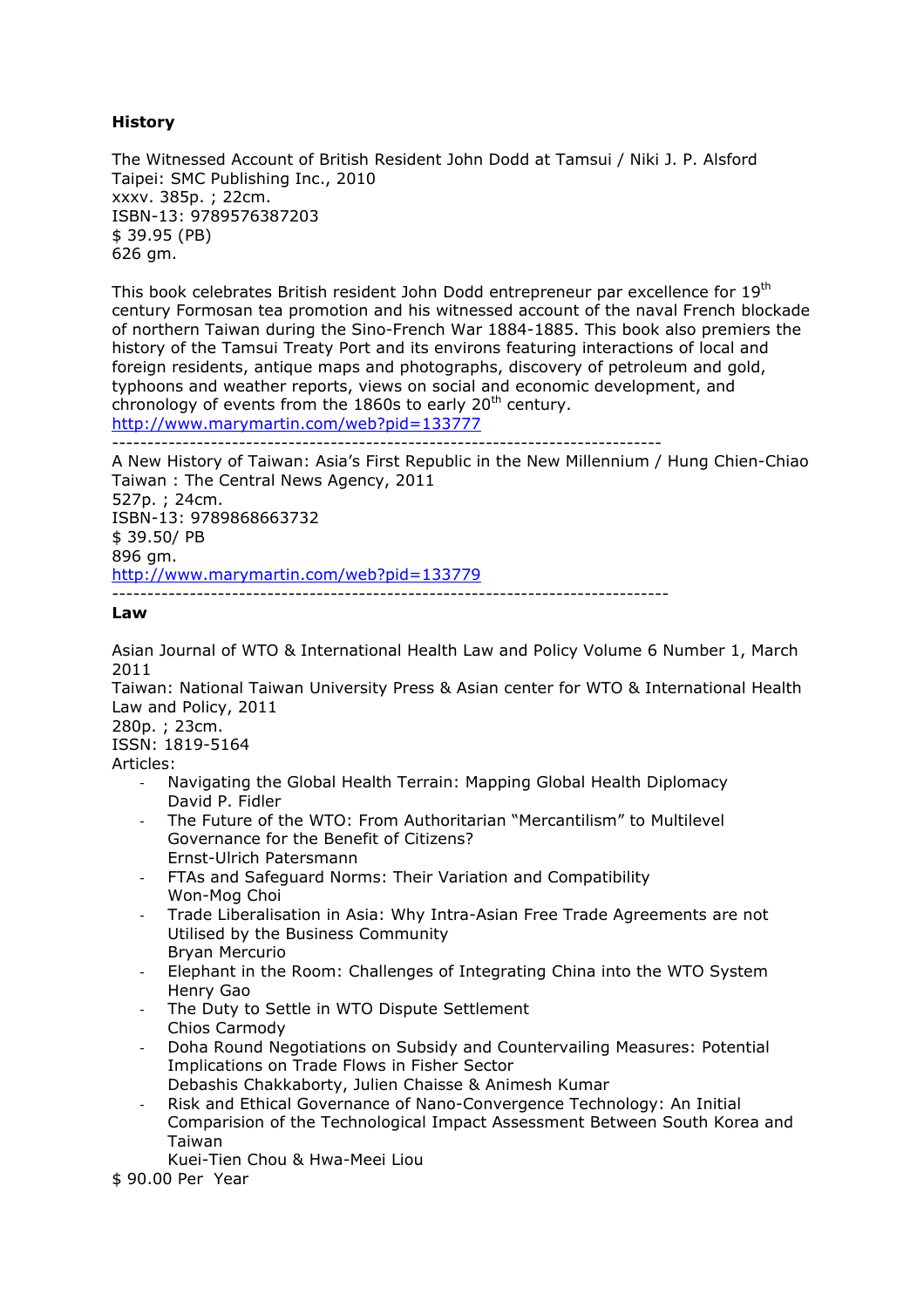**History**

The Witnessed Account of British Resident John Dodd at Tamsui / Niki J. P. Alsford
Taipei: SMC Publishing Inc., 2010
xxxv. 385p. ; 22cm.
ISBN-13: 9789576387203
$ 39.95 (PB)
626 gm.

This book celebrates British resident John Dodd entrepreneur par excellence for 19th century Formosan tea promotion and his witnessed account of the naval French blockade of northern Taiwan during the Sino-French War 1884-1885. This book also premiers the history of the Tamsui Treaty Port and its environs featuring interactions of local and foreign residents, antique maps and photographs, discovery of petroleum and gold, typhoons and weather reports, views on social and economic development, and chronology of events from the 1860s to early 20th century.
http://www.marymartin.com/web?pid=133777

---

A New History of Taiwan: Asia's First Republic in the New Millennium / Hung Chien-Chiao
Taiwan : The Central News Agency, 2011
527p. ; 24cm.
ISBN-13: 9789868663732
$ 39.50/ PB
896 gm.
http://www.marymartin.com/web?pid=133779

---

**Law**

Asian Journal of WTO & International Health Law and Policy Volume 6 Number 1, March 2011
Taiwan: National Taiwan University Press & Asian center for WTO & International Health Law and Policy, 2011
280p. ; 23cm.
ISSN: 1819-5164
Articles:

- Navigating the Global Health Terrain: Mapping Global Health Diplomacy
  David P. Fidler
- The Future of the WTO: From Authoritarian "Mercantilism" to Multilevel Governance for the Benefit of Citizens?
  Ernst-Ulrich Patersmann
- FTAs and Safeguard Norms: Their Variation and Compatibility
  Won-Mog Choi
- Trade Liberalisation in Asia: Why Intra-Asian Free Trade Agreements are not Utilised by the Business Community
  Bryan Mercurio
- Elephant in the Room: Challenges of Integrating China into the WTO System
  Henry Gao
- The Duty to Settle in WTO Dispute Settlement
  Chios Carmody
- Doha Round Negotiations on Subsidy and Countervailing Measures: Potential Implications on Trade Flows in Fisher Sector
  Debashis Chakkaborty, Julien Chaisse & Animesh Kumar
- Risk and Ethical Governance of Nano-Convergence Technology: An Initial Comparision of the Technological Impact Assessment Between South Korea and Taiwan
  Kuei-Tien Chou & Hwa-Meei Liou

$ 90.00 Per Year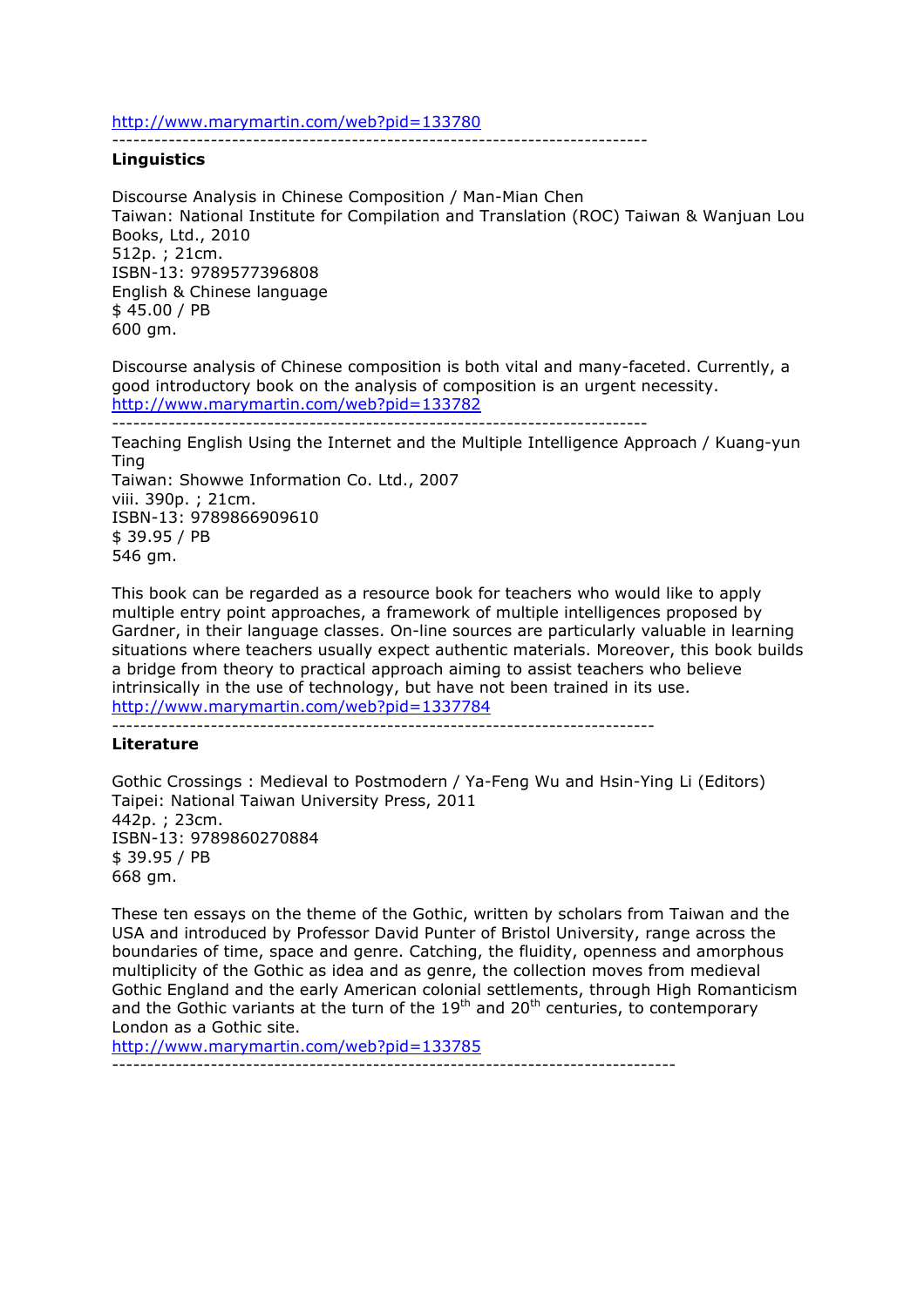http://www.marymartin.com/web?pid=133780

---

**Linguistics**

Discourse Analysis in Chinese Composition / Man-Mian Chen
Taiwan: National Institute for Compilation and Translation (ROC) Taiwan & Wanjuan Lou Books, Ltd., 2010
512p. ; 21cm.
ISBN-13: 9789577396808
English & Chinese language
$ 45.00 / PB
600 gm.

Discourse analysis of Chinese composition is both vital and many-faceted. Currently, a good introductory book on the analysis of composition is an urgent necessity.
http://www.marymartin.com/web?pid=133782

---

Teaching English Using the Internet and the Multiple Intelligence Approach / Kuang-yun Ting
Taiwan: Showwe Information Co. Ltd., 2007
viii. 390p. ; 21cm.
ISBN-13: 9789866909610
$ 39.95 / PB
546 gm.

This book can be regarded as a resource book for teachers who would like to apply multiple entry point approaches, a framework of multiple intelligences proposed by Gardner, in their language classes. On-line sources are particularly valuable in learning situations where teachers usually expect authentic materials. Moreover, this book builds a bridge from theory to practical approach aiming to assist teachers who believe intrinsically in the use of technology, but have not been trained in its use.
http://www.marymartin.com/web?pid=1337784

---

**Literature**

Gothic Crossings : Medieval to Postmodern / Ya-Feng Wu and Hsin-Ying Li (Editors)
Taipei: National Taiwan University Press, 2011
442p. ; 23cm.
ISBN-13: 9789860270884
$ 39.95 / PB
668 gm.

These ten essays on the theme of the Gothic, written by scholars from Taiwan and the USA and introduced by Professor David Punter of Bristol University, range across the boundaries of time, space and genre. Catching, the fluidity, openness and amorphous multiplicity of the Gothic as idea and as genre, the collection moves from medieval Gothic England and the early American colonial settlements, through High Romanticism and the Gothic variants at the turn of the 19th and 20th centuries, to contemporary London as a Gothic site.
http://www.marymartin.com/web?pid=133785

---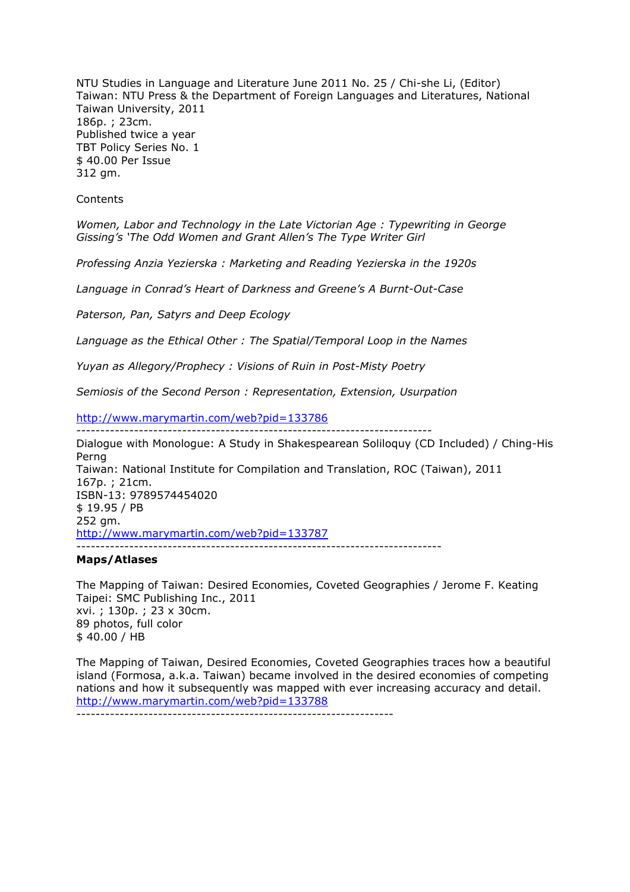NTU Studies in Language and Literature June 2011 No. 25 / Chi-she Li, (Editor)
Taiwan: NTU Press & the Department of Foreign Languages and Literatures, National Taiwan University, 2011
186p. ; 23cm.
Published twice a year
TBT Policy Series No. 1
$ 40.00 Per Issue
312 gm.

Contents

*Women, Labor and Technology in the Late Victorian Age : Typewriting in George Gissing's 'The Odd Women and Grant Allen's The Type Writer Girl*

*Professing Anzia Yezierska : Marketing and Reading Yezierska in the 1920s*

*Language in Conrad's Heart of Darkness and Greene's A Burnt-Out-Case*

*Paterson, Pan, Satyrs and Deep Ecology*

*Language as the Ethical Other : The Spatial/Temporal Loop in the Names*

*Yuyan as Allegory/Prophecy : Visions of Ruin in Post-Misty Poetry*

*Semiosis of the Second Person : Representation, Extension, Usurpation*

http://www.marymartin.com/web?pid=133786

---

Dialogue with Monologue: A Study in Shakespearean Soliloquy (CD Included) / Ching-His Perng
Taiwan: National Institute for Compilation and Translation, ROC (Taiwan), 2011
167p. ; 21cm.
ISBN-13: 9789574454020
$ 19.95 / PB
252 gm.
http://www.marymartin.com/web?pid=133787

---

**Maps/Atlases**

The Mapping of Taiwan: Desired Economies, Coveted Geographies / Jerome F. Keating
Taipei: SMC Publishing Inc., 2011
xvi. ; 130p. ; 23 x 30cm.
89 photos, full color
$ 40.00 / HB

The Mapping of Taiwan, Desired Economies, Coveted Geographies traces how a beautiful island (Formosa, a.k.a. Taiwan) became involved in the desired economies of competing nations and how it subsequently was mapped with ever increasing accuracy and detail.
http://www.marymartin.com/web?pid=133788

---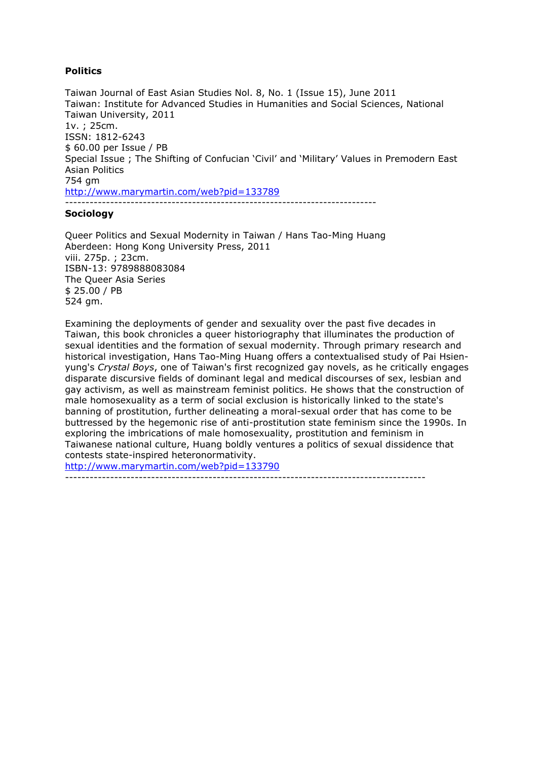**Politics**

Taiwan Journal of East Asian Studies Nol. 8, No. 1 (Issue 15), June 2011
Taiwan: Institute for Advanced Studies in Humanities and Social Sciences, National Taiwan University, 2011
1v. ; 25cm.
ISSN: 1812-6243
$ 60.00 per Issue / PB
Special Issue ; The Shifting of Confucian ‘Civil’ and ‘Military’ Values in Premodern East Asian Politics
754 gm
http://www.marymartin.com/web?pid=133789
--------------------------------------------------------------------------

**Sociology**

Queer Politics and Sexual Modernity in Taiwan / Hans Tao-Ming Huang
Aberdeen: Hong Kong University Press, 2011
viii. 275p. ; 23cm.
ISBN-13: 9789888083084
The Queer Asia Series
$ 25.00 / PB
524 gm.

Examining the deployments of gender and sexuality over the past five decades in Taiwan, this book chronicles a queer historiography that illuminates the production of sexual identities and the formation of sexual modernity. Through primary research and historical investigation, Hans Tao-Ming Huang offers a contextualised study of Pai Hsien-yung's *Crystal Boys*, one of Taiwan's first recognized gay novels, as he critically engages disparate discursive fields of dominant legal and medical discourses of sex, lesbian and gay activism, as well as mainstream feminist politics. He shows that the construction of male homosexuality as a term of social exclusion is historically linked to the state's banning of prostitution, further delineating a moral-sexual order that has come to be buttressed by the hegemonic rise of anti-prostitution state feminism since the 1990s. In exploring the imbrications of male homosexuality, prostitution and feminism in Taiwanese national culture, Huang boldly ventures a politics of sexual dissidence that contests state-inspired heteronormativity.
http://www.marymartin.com/web?pid=133790
--------------------------------------------------------------------------------------